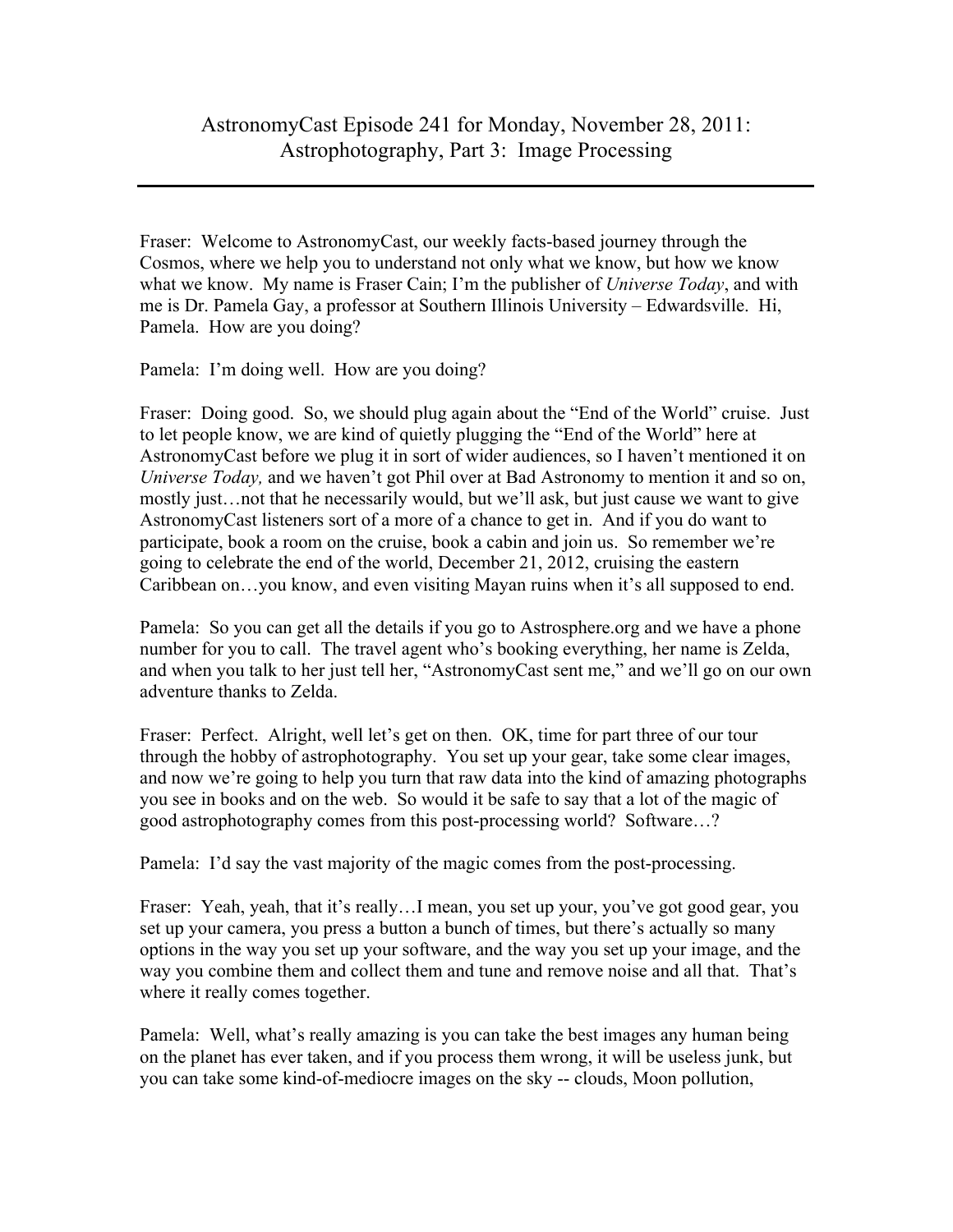# AstronomyCast Episode 241 for Monday, November 28, 2011: Astrophotography, Part 3: Image Processing

---

Fraser: Welcome to AstronomyCast, our weekly facts-based journey through the Cosmos, where we help you to understand not only what we know, but how we know what we know. My name is Fraser Cain; I'm the publisher of *Universe Today*, and with me is Dr. Pamela Gay, a professor at Southern Illinois University – Edwardsville. Hi, Pamela. How are you doing?

Pamela: I'm doing well. How are you doing?

Fraser: Doing good. So, we should plug again about the "End of the World" cruise. Just to let people know, we are kind of quietly plugging the "End of the World" here at AstronomyCast before we plug it in sort of wider audiences, so I haven't mentioned it on *Universe Today,* and we haven't got Phil over at Bad Astronomy to mention it and so on, mostly just…not that he necessarily would, but we'll ask, but just cause we want to give AstronomyCast listeners sort of a more of a chance to get in. And if you do want to participate, book a room on the cruise, book a cabin and join us. So remember we're going to celebrate the end of the world, December 21, 2012, cruising the eastern Caribbean on…you know, and even visiting Mayan ruins when it's all supposed to end.

Pamela: So you can get all the details if you go to Astrosphere.org and we have a phone number for you to call. The travel agent who's booking everything, her name is Zelda, and when you talk to her just tell her, "AstronomyCast sent me," and we'll go on our own adventure thanks to Zelda.

Fraser: Perfect. Alright, well let's get on then. OK, time for part three of our tour through the hobby of astrophotography. You set up your gear, take some clear images, and now we're going to help you turn that raw data into the kind of amazing photographs you see in books and on the web. So would it be safe to say that a lot of the magic of good astrophotography comes from this post-processing world? Software…?

Pamela: I'd say the vast majority of the magic comes from the post-processing.

Fraser: Yeah, yeah, that it's really…I mean, you set up your, you've got good gear, you set up your camera, you press a button a bunch of times, but there's actually so many options in the way you set up your software, and the way you set up your image, and the way you combine them and collect them and tune and remove noise and all that. That's where it really comes together.

Pamela: Well, what's really amazing is you can take the best images any human being on the planet has ever taken, and if you process them wrong, it will be useless junk, but you can take some kind-of-mediocre images on the sky -- clouds, Moon pollution,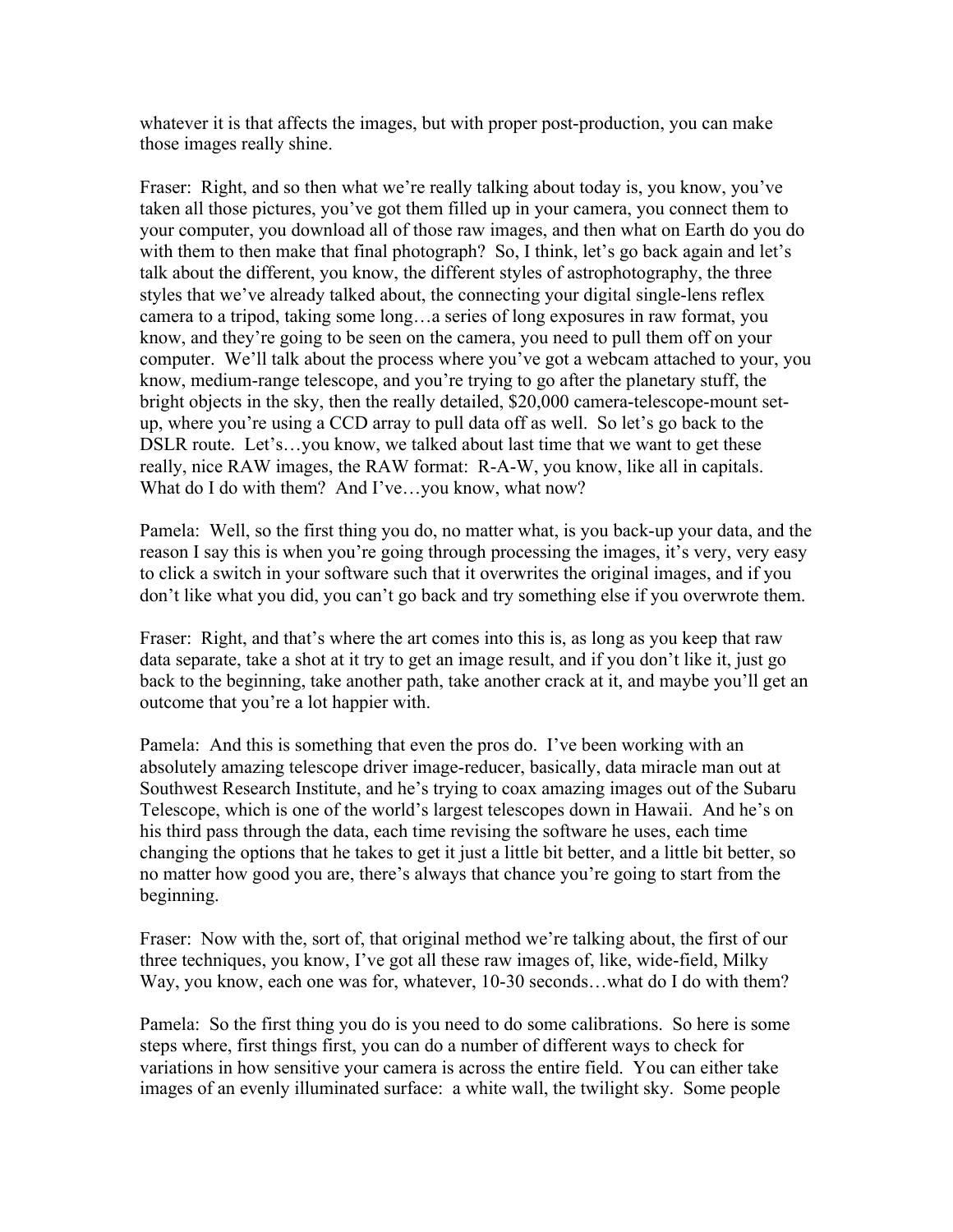whatever it is that affects the images, but with proper post-production, you can make those images really shine.

Fraser: Right, and so then what we're really talking about today is, you know, you've taken all those pictures, you've got them filled up in your camera, you connect them to your computer, you download all of those raw images, and then what on Earth do you do with them to then make that final photograph? So, I think, let's go back again and let's talk about the different, you know, the different styles of astrophotography, the three styles that we've already talked about, the connecting your digital single-lens reflex camera to a tripod, taking some long…a series of long exposures in raw format, you know, and they're going to be seen on the camera, you need to pull them off on your computer. We'll talk about the process where you've got a webcam attached to your, you know, medium-range telescope, and you're trying to go after the planetary stuff, the bright objects in the sky, then the really detailed, $20,000 camera-telescope-mount set-up, where you're using a CCD array to pull data off as well. So let's go back to the DSLR route. Let's…you know, we talked about last time that we want to get these really, nice RAW images, the RAW format: R-A-W, you know, like all in capitals. What do I do with them? And I've…you know, what now?

Pamela: Well, so the first thing you do, no matter what, is you back-up your data, and the reason I say this is when you're going through processing the images, it's very, very easy to click a switch in your software such that it overwrites the original images, and if you don't like what you did, you can't go back and try something else if you overwrote them.

Fraser: Right, and that's where the art comes into this is, as long as you keep that raw data separate, take a shot at it try to get an image result, and if you don't like it, just go back to the beginning, take another path, take another crack at it, and maybe you'll get an outcome that you're a lot happier with.

Pamela: And this is something that even the pros do. I've been working with an absolutely amazing telescope driver image-reducer, basically, data miracle man out at Southwest Research Institute, and he's trying to coax amazing images out of the Subaru Telescope, which is one of the world's largest telescopes down in Hawaii. And he's on his third pass through the data, each time revising the software he uses, each time changing the options that he takes to get it just a little bit better, and a little bit better, so no matter how good you are, there's always that chance you're going to start from the beginning.

Fraser: Now with the, sort of, that original method we're talking about, the first of our three techniques, you know, I've got all these raw images of, like, wide-field, Milky Way, you know, each one was for, whatever, 10-30 seconds…what do I do with them?

Pamela: So the first thing you do is you need to do some calibrations. So here is some steps where, first things first, you can do a number of different ways to check for variations in how sensitive your camera is across the entire field. You can either take images of an evenly illuminated surface: a white wall, the twilight sky. Some people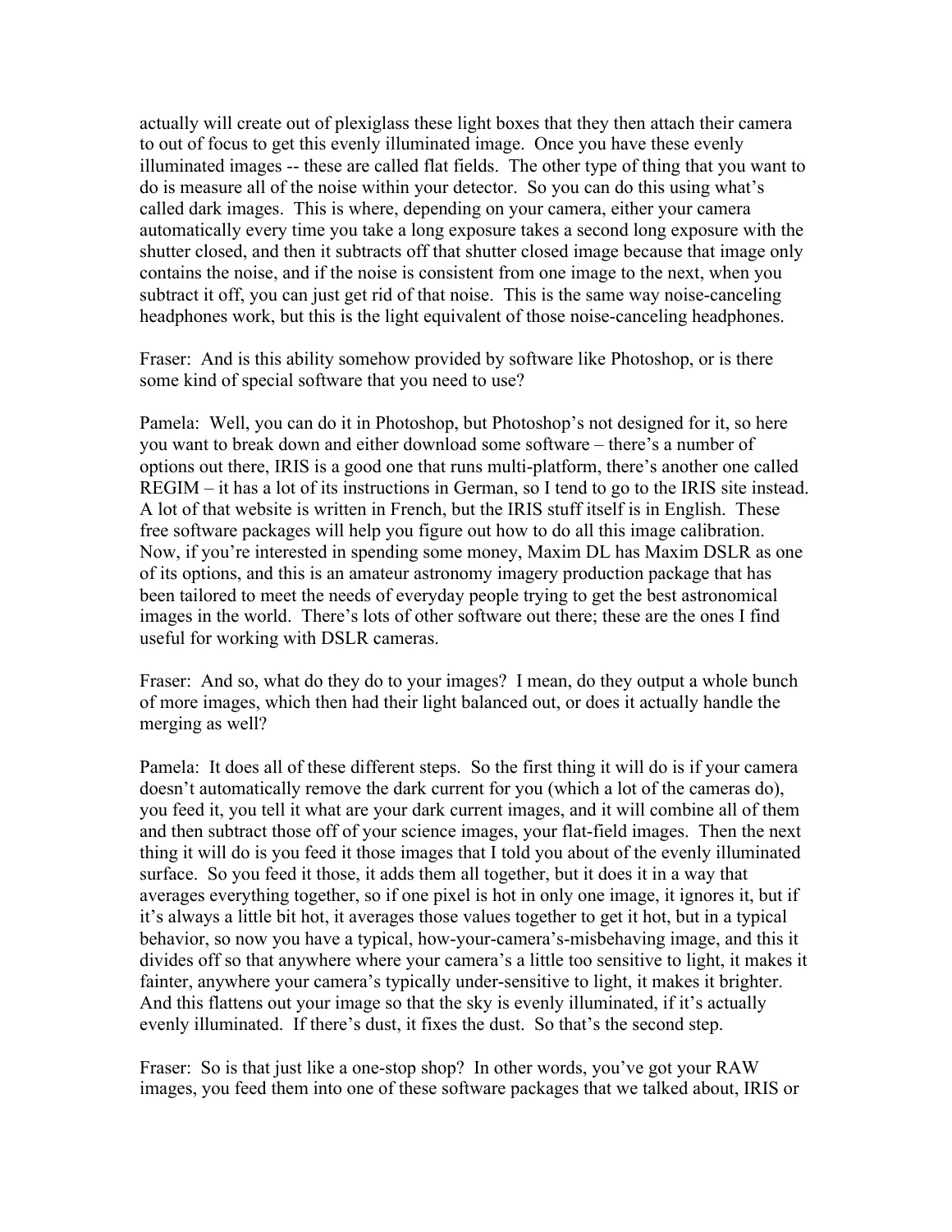actually will create out of plexiglass these light boxes that they then attach their camera to out of focus to get this evenly illuminated image. Once you have these evenly illuminated images -- these are called flat fields. The other type of thing that you want to do is measure all of the noise within your detector. So you can do this using what's called dark images. This is where, depending on your camera, either your camera automatically every time you take a long exposure takes a second long exposure with the shutter closed, and then it subtracts off that shutter closed image because that image only contains the noise, and if the noise is consistent from one image to the next, when you subtract it off, you can just get rid of that noise. This is the same way noise-canceling headphones work, but this is the light equivalent of those noise-canceling headphones.

Fraser: And is this ability somehow provided by software like Photoshop, or is there some kind of special software that you need to use?

Pamela: Well, you can do it in Photoshop, but Photoshop's not designed for it, so here you want to break down and either download some software – there's a number of options out there, IRIS is a good one that runs multi-platform, there's another one called REGIM – it has a lot of its instructions in German, so I tend to go to the IRIS site instead. A lot of that website is written in French, but the IRIS stuff itself is in English. These free software packages will help you figure out how to do all this image calibration. Now, if you're interested in spending some money, Maxim DL has Maxim DSLR as one of its options, and this is an amateur astronomy imagery production package that has been tailored to meet the needs of everyday people trying to get the best astronomical images in the world. There's lots of other software out there; these are the ones I find useful for working with DSLR cameras.

Fraser: And so, what do they do to your images? I mean, do they output a whole bunch of more images, which then had their light balanced out, or does it actually handle the merging as well?

Pamela: It does all of these different steps. So the first thing it will do is if your camera doesn't automatically remove the dark current for you (which a lot of the cameras do), you feed it, you tell it what are your dark current images, and it will combine all of them and then subtract those off of your science images, your flat-field images. Then the next thing it will do is you feed it those images that I told you about of the evenly illuminated surface. So you feed it those, it adds them all together, but it does it in a way that averages everything together, so if one pixel is hot in only one image, it ignores it, but if it's always a little bit hot, it averages those values together to get it hot, but in a typical behavior, so now you have a typical, how-your-camera's-misbehaving image, and this it divides off so that anywhere where your camera's a little too sensitive to light, it makes it fainter, anywhere your camera's typically under-sensitive to light, it makes it brighter. And this flattens out your image so that the sky is evenly illuminated, if it's actually evenly illuminated. If there's dust, it fixes the dust. So that's the second step.

Fraser: So is that just like a one-stop shop? In other words, you've got your RAW images, you feed them into one of these software packages that we talked about, IRIS or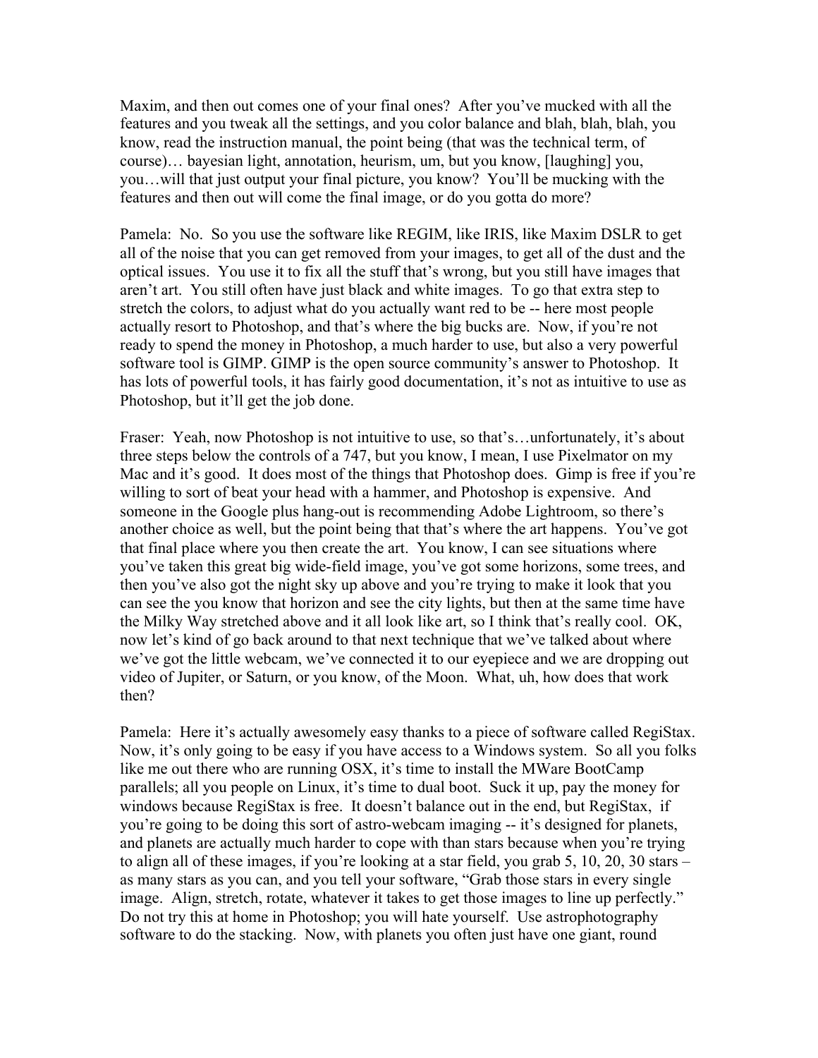Maxim, and then out comes one of your final ones? After you've mucked with all the features and you tweak all the settings, and you color balance and blah, blah, blah, you know, read the instruction manual, the point being (that was the technical term, of course)… bayesian light, annotation, heurism, um, but you know, [laughing] you, you…will that just output your final picture, you know? You'll be mucking with the features and then out will come the final image, or do you gotta do more?

Pamela: No. So you use the software like REGIM, like IRIS, like Maxim DSLR to get all of the noise that you can get removed from your images, to get all of the dust and the optical issues. You use it to fix all the stuff that's wrong, but you still have images that aren't art. You still often have just black and white images. To go that extra step to stretch the colors, to adjust what do you actually want red to be -- here most people actually resort to Photoshop, and that's where the big bucks are. Now, if you're not ready to spend the money in Photoshop, a much harder to use, but also a very powerful software tool is GIMP. GIMP is the open source community's answer to Photoshop. It has lots of powerful tools, it has fairly good documentation, it's not as intuitive to use as Photoshop, but it'll get the job done.

Fraser: Yeah, now Photoshop is not intuitive to use, so that's…unfortunately, it's about three steps below the controls of a 747, but you know, I mean, I use Pixelmator on my Mac and it's good. It does most of the things that Photoshop does. Gimp is free if you're willing to sort of beat your head with a hammer, and Photoshop is expensive. And someone in the Google plus hang-out is recommending Adobe Lightroom, so there's another choice as well, but the point being that that's where the art happens. You've got that final place where you then create the art. You know, I can see situations where you've taken this great big wide-field image, you've got some horizons, some trees, and then you've also got the night sky up above and you're trying to make it look that you can see the you know that horizon and see the city lights, but then at the same time have the Milky Way stretched above and it all look like art, so I think that's really cool. OK, now let's kind of go back around to that next technique that we've talked about where we've got the little webcam, we've connected it to our eyepiece and we are dropping out video of Jupiter, or Saturn, or you know, of the Moon. What, uh, how does that work then?

Pamela: Here it's actually awesomely easy thanks to a piece of software called RegiStax. Now, it's only going to be easy if you have access to a Windows system. So all you folks like me out there who are running OSX, it's time to install the MWare BootCamp parallels; all you people on Linux, it's time to dual boot. Suck it up, pay the money for windows because RegiStax is free. It doesn't balance out in the end, but RegiStax, if you're going to be doing this sort of astro-webcam imaging -- it's designed for planets, and planets are actually much harder to cope with than stars because when you're trying to align all of these images, if you're looking at a star field, you grab 5, 10, 20, 30 stars – as many stars as you can, and you tell your software, "Grab those stars in every single image. Align, stretch, rotate, whatever it takes to get those images to line up perfectly." Do not try this at home in Photoshop; you will hate yourself. Use astrophotography software to do the stacking. Now, with planets you often just have one giant, round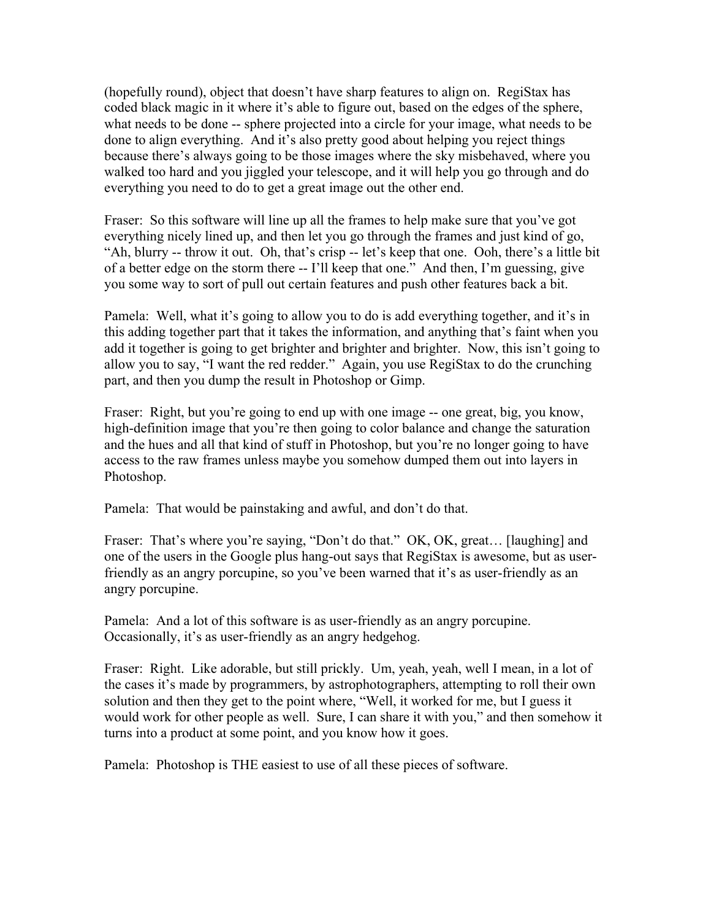(hopefully round), object that doesn't have sharp features to align on. RegiStax has coded black magic in it where it's able to figure out, based on the edges of the sphere, what needs to be done -- sphere projected into a circle for your image, what needs to be done to align everything. And it's also pretty good about helping you reject things because there's always going to be those images where the sky misbehaved, where you walked too hard and you jiggled your telescope, and it will help you go through and do everything you need to do to get a great image out the other end.

Fraser: So this software will line up all the frames to help make sure that you've got everything nicely lined up, and then let you go through the frames and just kind of go, "Ah, blurry -- throw it out. Oh, that's crisp -- let's keep that one. Ooh, there's a little bit of a better edge on the storm there -- I'll keep that one." And then, I'm guessing, give you some way to sort of pull out certain features and push other features back a bit.

Pamela: Well, what it's going to allow you to do is add everything together, and it's in this adding together part that it takes the information, and anything that's faint when you add it together is going to get brighter and brighter and brighter. Now, this isn't going to allow you to say, "I want the red redder." Again, you use RegiStax to do the crunching part, and then you dump the result in Photoshop or Gimp.

Fraser: Right, but you're going to end up with one image -- one great, big, you know, high-definition image that you're then going to color balance and change the saturation and the hues and all that kind of stuff in Photoshop, but you're no longer going to have access to the raw frames unless maybe you somehow dumped them out into layers in Photoshop.

Pamela: That would be painstaking and awful, and don't do that.

Fraser: That's where you're saying, "Don't do that." OK, OK, great… [laughing] and one of the users in the Google plus hang-out says that RegiStax is awesome, but as user-friendly as an angry porcupine, so you've been warned that it's as user-friendly as an angry porcupine.

Pamela: And a lot of this software is as user-friendly as an angry porcupine. Occasionally, it's as user-friendly as an angry hedgehog.

Fraser: Right. Like adorable, but still prickly. Um, yeah, yeah, well I mean, in a lot of the cases it's made by programmers, by astrophotographers, attempting to roll their own solution and then they get to the point where, "Well, it worked for me, but I guess it would work for other people as well. Sure, I can share it with you," and then somehow it turns into a product at some point, and you know how it goes.

Pamela: Photoshop is THE easiest to use of all these pieces of software.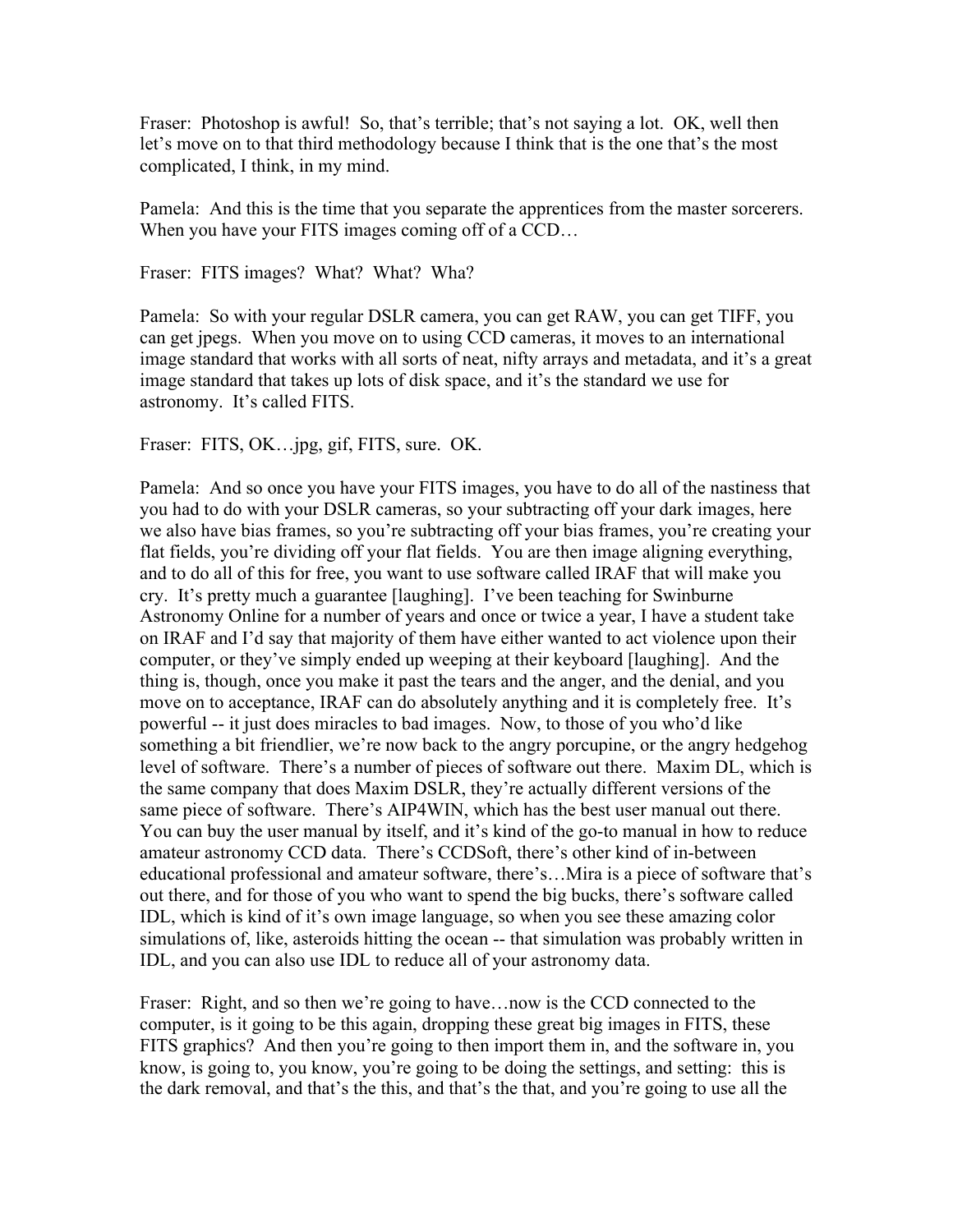Fraser: Photoshop is awful! So, that's terrible; that's not saying a lot. OK, well then let's move on to that third methodology because I think that is the one that's the most complicated, I think, in my mind.

Pamela: And this is the time that you separate the apprentices from the master sorcerers. When you have your FITS images coming off of a CCD…

Fraser: FITS images? What? What? Wha?

Pamela: So with your regular DSLR camera, you can get RAW, you can get TIFF, you can get jpegs. When you move on to using CCD cameras, it moves to an international image standard that works with all sorts of neat, nifty arrays and metadata, and it's a great image standard that takes up lots of disk space, and it's the standard we use for astronomy. It's called FITS.

Fraser: FITS, OK…jpg, gif, FITS, sure. OK.

Pamela: And so once you have your FITS images, you have to do all of the nastiness that you had to do with your DSLR cameras, so your subtracting off your dark images, here we also have bias frames, so you're subtracting off your bias frames, you're creating your flat fields, you're dividing off your flat fields. You are then image aligning everything, and to do all of this for free, you want to use software called IRAF that will make you cry. It's pretty much a guarantee [laughing]. I've been teaching for Swinburne Astronomy Online for a number of years and once or twice a year, I have a student take on IRAF and I'd say that majority of them have either wanted to act violence upon their computer, or they've simply ended up weeping at their keyboard [laughing]. And the thing is, though, once you make it past the tears and the anger, and the denial, and you move on to acceptance, IRAF can do absolutely anything and it is completely free. It's powerful -- it just does miracles to bad images. Now, to those of you who'd like something a bit friendlier, we're now back to the angry porcupine, or the angry hedgehog level of software. There's a number of pieces of software out there. Maxim DL, which is the same company that does Maxim DSLR, they're actually different versions of the same piece of software. There's AIP4WIN, which has the best user manual out there. You can buy the user manual by itself, and it's kind of the go-to manual in how to reduce amateur astronomy CCD data. There's CCDSoft, there's other kind of in-between educational professional and amateur software, there's…Mira is a piece of software that's out there, and for those of you who want to spend the big bucks, there's software called IDL, which is kind of it's own image language, so when you see these amazing color simulations of, like, asteroids hitting the ocean -- that simulation was probably written in IDL, and you can also use IDL to reduce all of your astronomy data.

Fraser: Right, and so then we're going to have…now is the CCD connected to the computer, is it going to be this again, dropping these great big images in FITS, these FITS graphics? And then you're going to then import them in, and the software in, you know, is going to, you know, you're going to be doing the settings, and setting: this is the dark removal, and that's the this, and that's the that, and you're going to use all the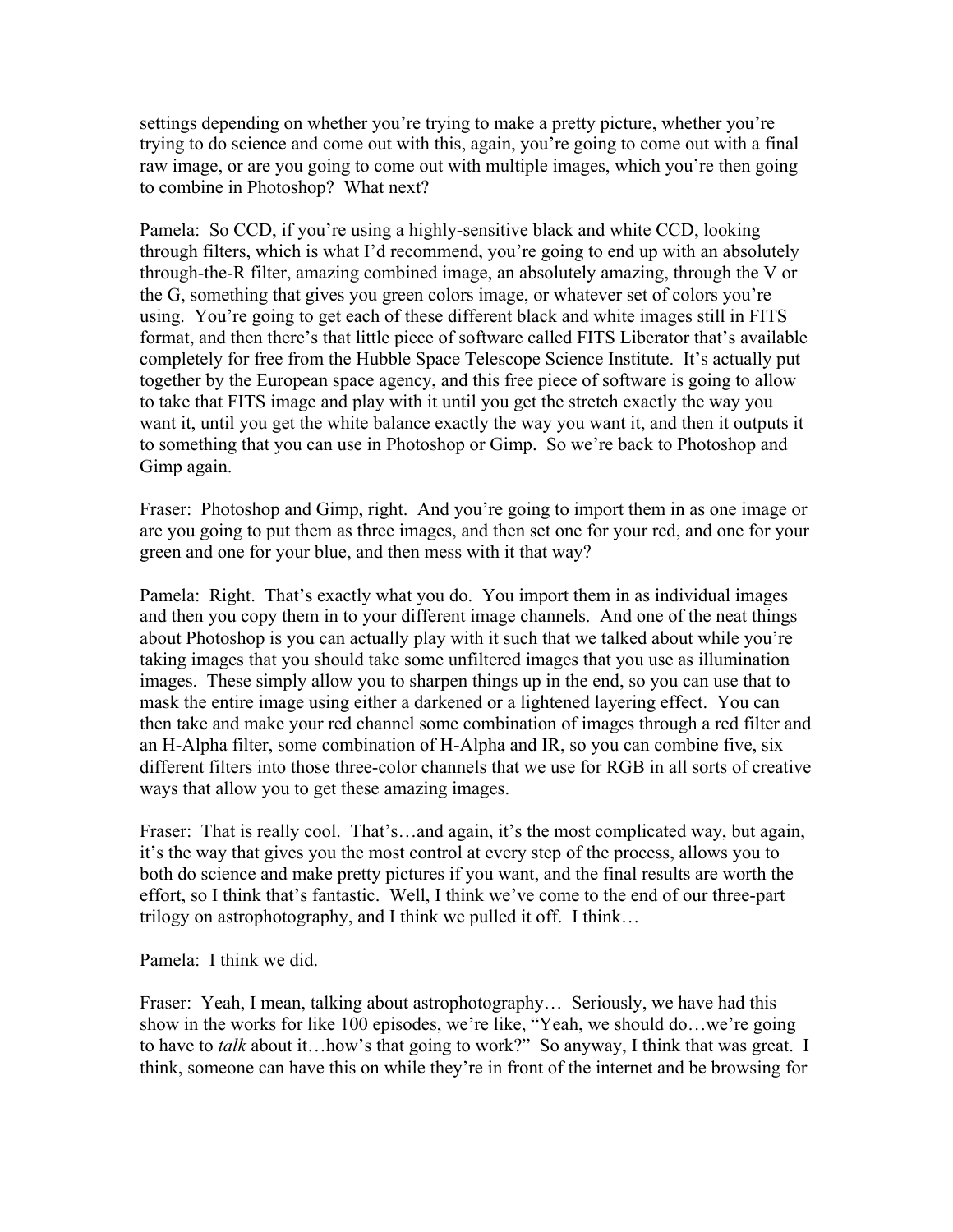settings depending on whether you're trying to make a pretty picture, whether you're trying to do science and come out with this, again, you're going to come out with a final raw image, or are you going to come out with multiple images, which you're then going to combine in Photoshop? What next?

Pamela: So CCD, if you're using a highly-sensitive black and white CCD, looking through filters, which is what I'd recommend, you're going to end up with an absolutely through-the-R filter, amazing combined image, an absolutely amazing, through the V or the G, something that gives you green colors image, or whatever set of colors you're using. You're going to get each of these different black and white images still in FITS format, and then there's that little piece of software called FITS Liberator that's available completely for free from the Hubble Space Telescope Science Institute. It's actually put together by the European space agency, and this free piece of software is going to allow to take that FITS image and play with it until you get the stretch exactly the way you want it, until you get the white balance exactly the way you want it, and then it outputs it to something that you can use in Photoshop or Gimp. So we're back to Photoshop and Gimp again.

Fraser: Photoshop and Gimp, right. And you're going to import them in as one image or are you going to put them as three images, and then set one for your red, and one for your green and one for your blue, and then mess with it that way?

Pamela: Right. That's exactly what you do. You import them in as individual images and then you copy them in to your different image channels. And one of the neat things about Photoshop is you can actually play with it such that we talked about while you're taking images that you should take some unfiltered images that you use as illumination images. These simply allow you to sharpen things up in the end, so you can use that to mask the entire image using either a darkened or a lightened layering effect. You can then take and make your red channel some combination of images through a red filter and an H-Alpha filter, some combination of H-Alpha and IR, so you can combine five, six different filters into those three-color channels that we use for RGB in all sorts of creative ways that allow you to get these amazing images.

Fraser: That is really cool. That's…and again, it's the most complicated way, but again, it's the way that gives you the most control at every step of the process, allows you to both do science and make pretty pictures if you want, and the final results are worth the effort, so I think that's fantastic. Well, I think we've come to the end of our three-part trilogy on astrophotography, and I think we pulled it off. I think…

Pamela: I think we did.

Fraser: Yeah, I mean, talking about astrophotography… Seriously, we have had this show in the works for like 100 episodes, we're like, "Yeah, we should do…we're going to have to *talk* about it…how's that going to work?" So anyway, I think that was great. I think, someone can have this on while they're in front of the internet and be browsing for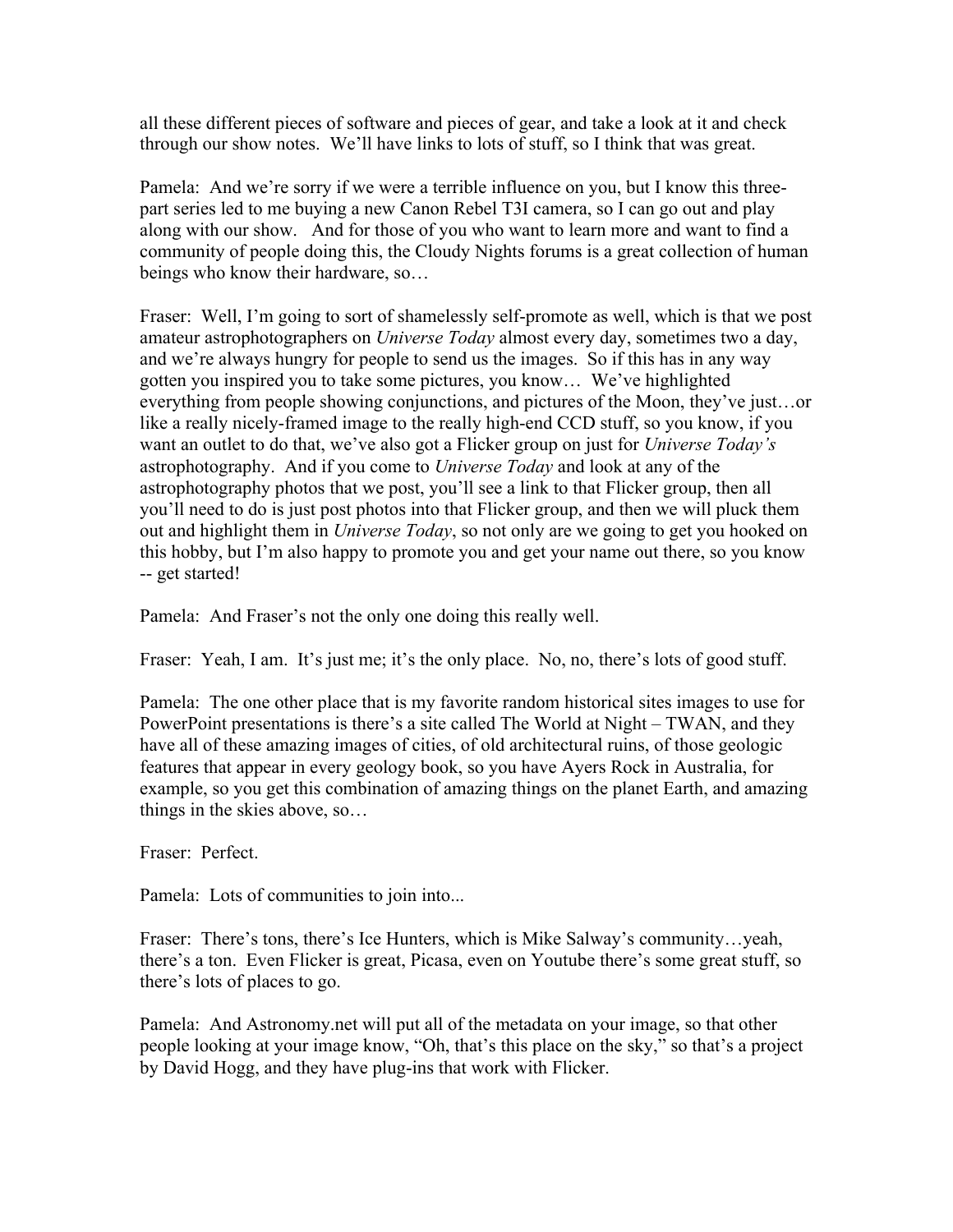all these different pieces of software and pieces of gear, and take a look at it and check through our show notes. We'll have links to lots of stuff, so I think that was great.

Pamela: And we're sorry if we were a terrible influence on you, but I know this three-part series led to me buying a new Canon Rebel T3I camera, so I can go out and play along with our show. And for those of you who want to learn more and want to find a community of people doing this, the Cloudy Nights forums is a great collection of human beings who know their hardware, so…

Fraser: Well, I'm going to sort of shamelessly self-promote as well, which is that we post amateur astrophotographers on *Universe Today* almost every day, sometimes two a day, and we're always hungry for people to send us the images. So if this has in any way gotten you inspired you to take some pictures, you know… We've highlighted everything from people showing conjunctions, and pictures of the Moon, they've just…or like a really nicely-framed image to the really high-end CCD stuff, so you know, if you want an outlet to do that, we've also got a Flicker group on just for *Universe Today's* astrophotography. And if you come to *Universe Today* and look at any of the astrophotography photos that we post, you'll see a link to that Flicker group, then all you'll need to do is just post photos into that Flicker group, and then we will pluck them out and highlight them in *Universe Today*, so not only are we going to get you hooked on this hobby, but I'm also happy to promote you and get your name out there, so you know -- get started!

Pamela: And Fraser's not the only one doing this really well.

Fraser: Yeah, I am. It's just me; it's the only place. No, no, there's lots of good stuff.

Pamela: The one other place that is my favorite random historical sites images to use for PowerPoint presentations is there's a site called The World at Night – TWAN, and they have all of these amazing images of cities, of old architectural ruins, of those geologic features that appear in every geology book, so you have Ayers Rock in Australia, for example, so you get this combination of amazing things on the planet Earth, and amazing things in the skies above, so…

Fraser: Perfect.

Pamela: Lots of communities to join into...

Fraser: There's tons, there's Ice Hunters, which is Mike Salway's community…yeah, there's a ton. Even Flicker is great, Picasa, even on Youtube there's some great stuff, so there's lots of places to go.

Pamela: And Astronomy.net will put all of the metadata on your image, so that other people looking at your image know, "Oh, that's this place on the sky," so that's a project by David Hogg, and they have plug-ins that work with Flicker.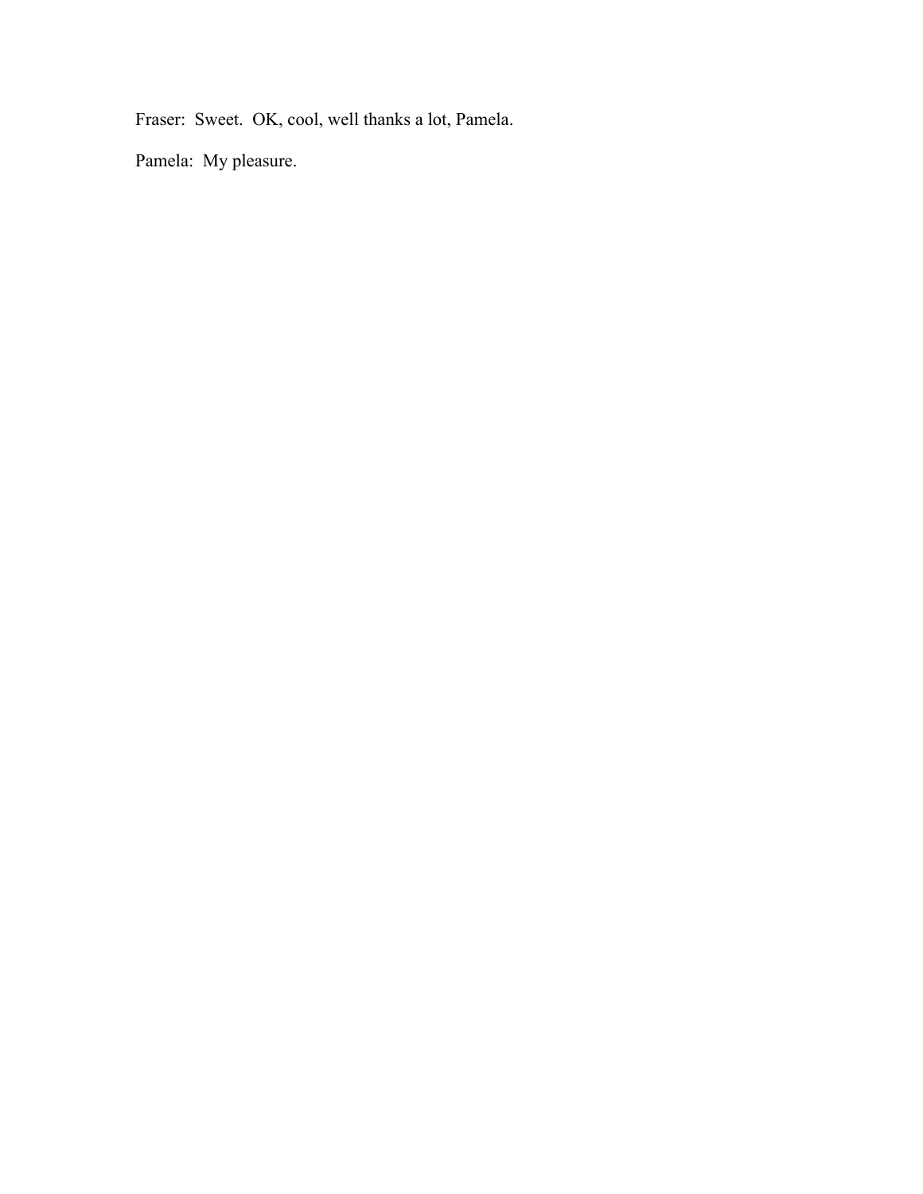Fraser:  Sweet.  OK, cool, well thanks a lot, Pamela.

Pamela:  My pleasure.